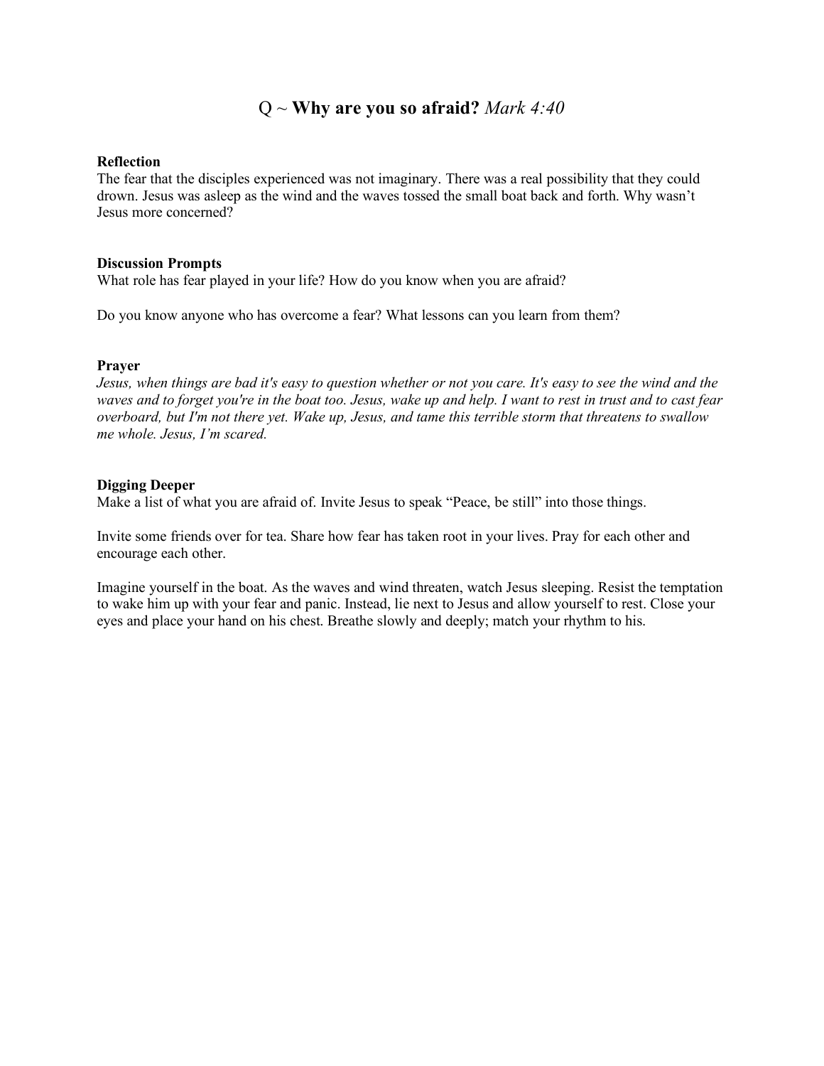# Q ~ **Why are you so afraid?** *Mark 4:40*

### Reflection

The fear that the disciples experienced was not imaginary. There was a real possibility that they could drown. Jesus was asleep as the wind and the waves tossed the small boat back and forth. Why wasn't Jesus more concerned?

### Discussion Prompts

What role has fear played in your life? How do you know when you are afraid?

Do you know anyone who has overcome a fear? What lessons can you learn from them?

### Prayer

*Jesus, when things are bad it's easy to question whether or not you care. It's easy to see the wind and the waves and to forget you're in the boat too. Jesus, wake up and help. I want to rest in trust and to cast fear overboard, but I'm not there yet. Wake up, Jesus, and tame this terrible storm that threatens to swallow me whole. Jesus, I'm scared.*

### Digging Deeper

Make a list of what you are afraid of. Invite Jesus to speak "Peace, be still" into those things.

Invite some friends over for tea. Share how fear has taken root in your lives. Pray for each other and encourage each other.

Imagine yourself in the boat. As the waves and wind threaten, watch Jesus sleeping. Resist the temptation to wake him up with your fear and panic. Instead, lie next to Jesus and allow yourself to rest. Close your eyes and place your hand on his chest. Breathe slowly and deeply; match your rhythm to his.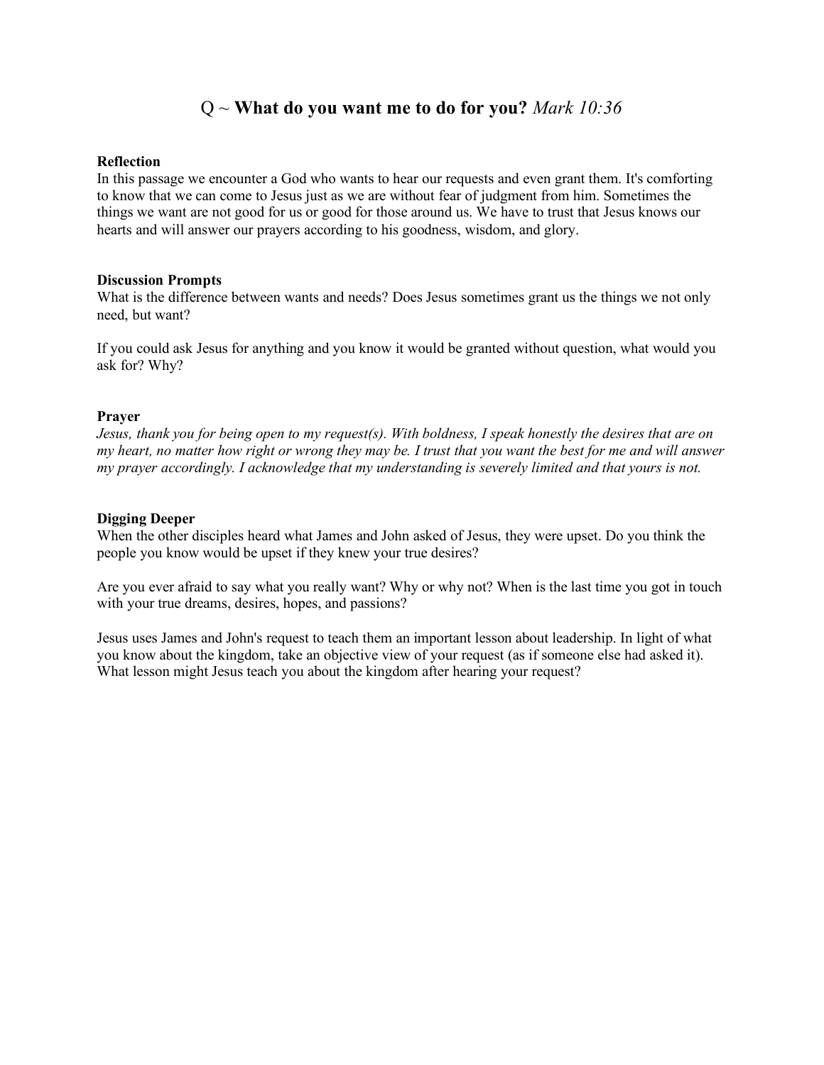# Q ~ **What do you want me to do for you?** *Mark 10:36*

**Reflection**

In this passage we encounter a God who wants to hear our requests and even grant them. It's comforting to know that we can come to Jesus just as we are without fear of judgment from him. Sometimes the things we want are not good for us or good for those around us. We have to trust that Jesus knows our hearts and will answer our prayers according to his goodness, wisdom, and glory.

**Discussion Prompts**

What is the difference between wants and needs? Does Jesus sometimes grant us the things we not only need, but want?

If you could ask Jesus for anything and you know it would be granted without question, what would you ask for? Why?

**Prayer**

*Jesus, thank you for being open to my request(s). With boldness, I speak honestly the desires that are on my heart, no matter how right or wrong they may be. I trust that you want the best for me and will answer my prayer accordingly. I acknowledge that my understanding is severely limited and that yours is not.*

**Digging Deeper**

When the other disciples heard what James and John asked of Jesus, they were upset. Do you think the people you know would be upset if they knew your true desires?

Are you ever afraid to say what you really want? Why or why not? When is the last time you got in touch with your true dreams, desires, hopes, and passions?

Jesus uses James and John's request to teach them an important lesson about leadership. In light of what you know about the kingdom, take an objective view of your request (as if someone else had asked it). What lesson might Jesus teach you about the kingdom after hearing your request?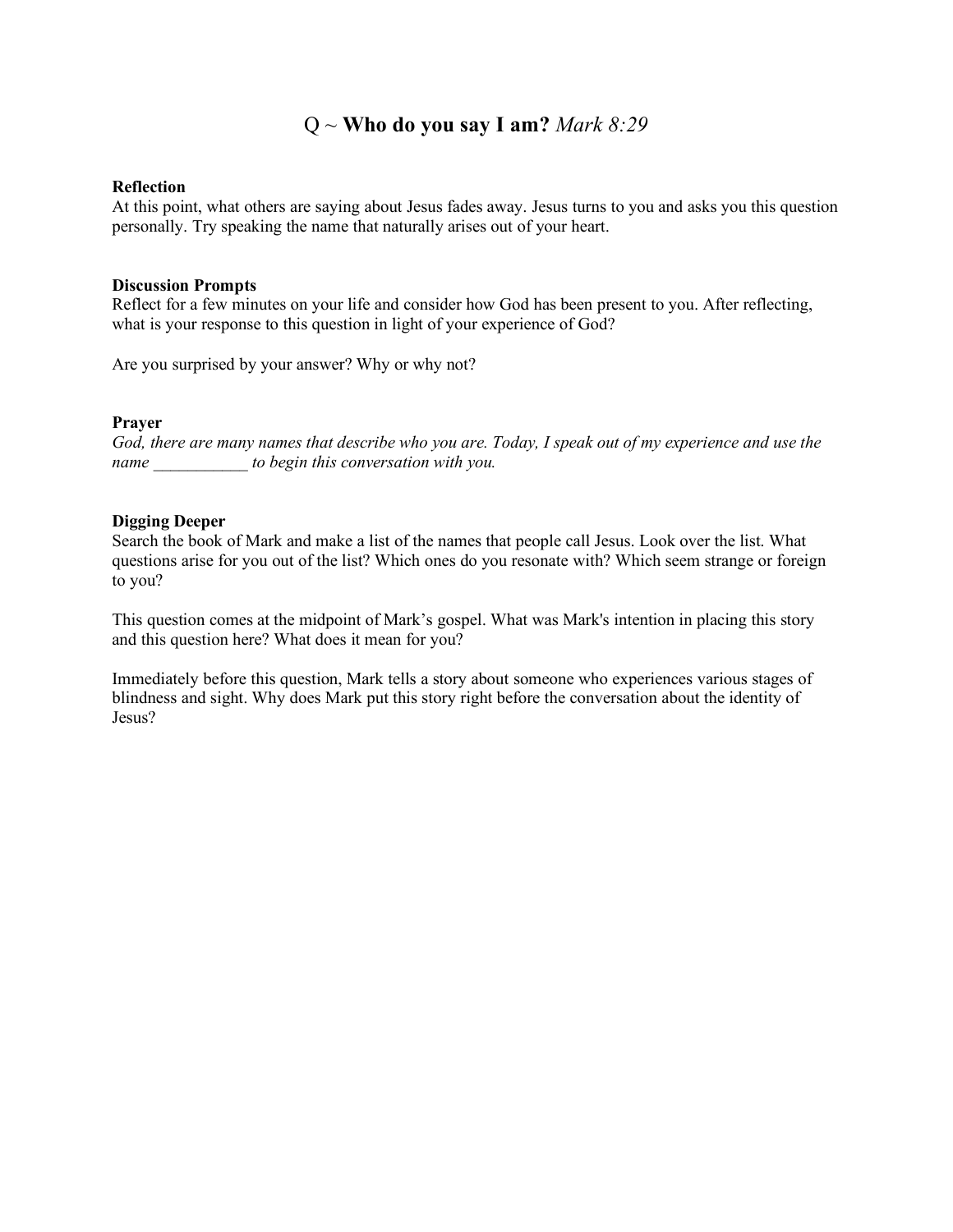# Q ~ **Who do you say I am?** *Mark 8:29*

**Reflection**

At this point, what others are saying about Jesus fades away. Jesus turns to you and asks you this question personally. Try speaking the name that naturally arises out of your heart.

**Discussion Prompts**

Reflect for a few minutes on your life and consider how God has been present to you. After reflecting, what is your response to this question in light of your experience of God?

Are you surprised by your answer? Why or why not?

**Prayer**

*God, there are many names that describe who you are. Today, I speak out of my experience and use the name ___________ to begin this conversation with you.*

**Digging Deeper**

Search the book of Mark and make a list of the names that people call Jesus. Look over the list. What questions arise for you out of the list? Which ones do you resonate with? Which seem strange or foreign to you?

This question comes at the midpoint of Mark's gospel. What was Mark's intention in placing this story and this question here? What does it mean for you?

Immediately before this question, Mark tells a story about someone who experiences various stages of blindness and sight. Why does Mark put this story right before the conversation about the identity of Jesus?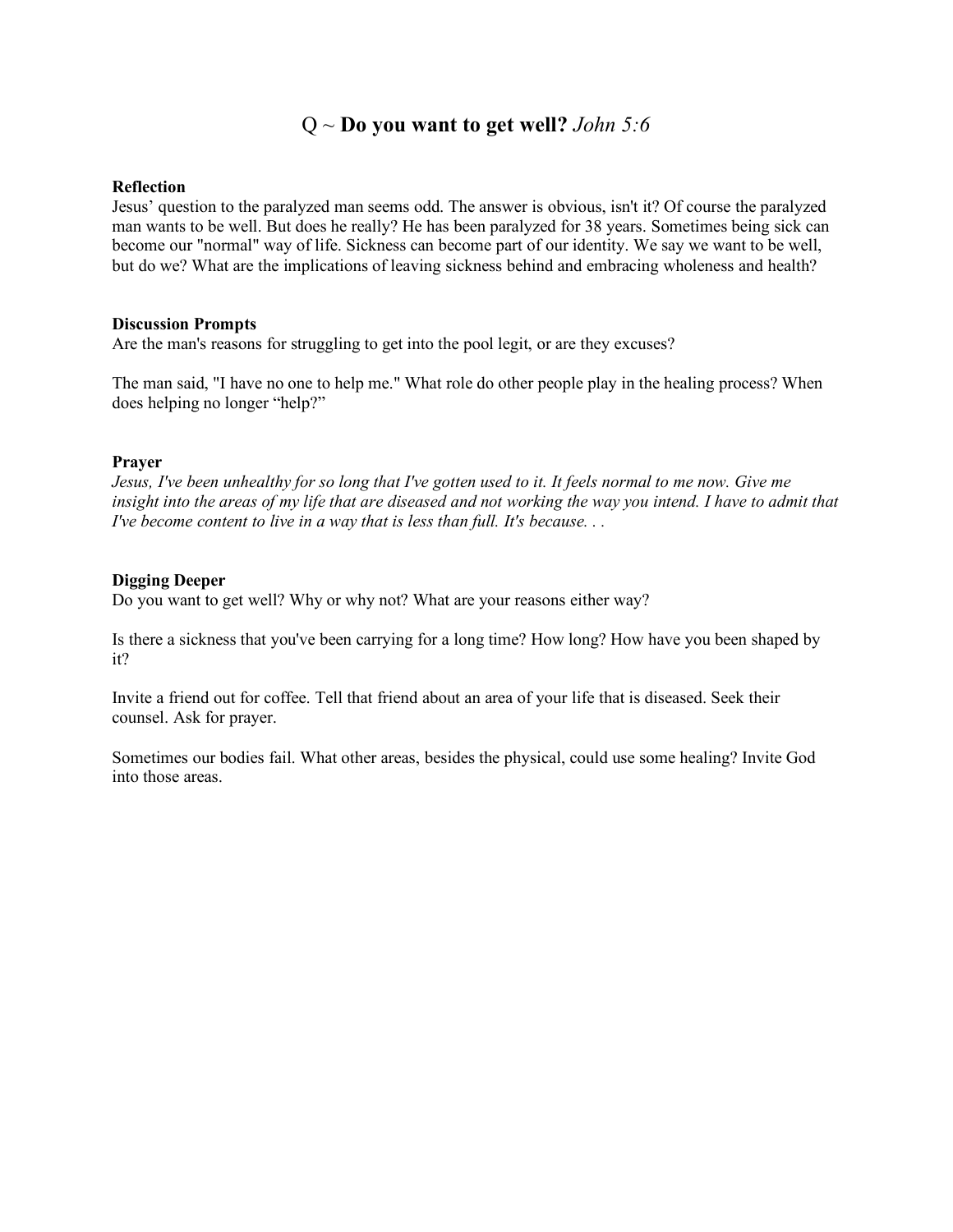# Q ~ **Do you want to get well?** *John 5:6*

**Reflection**

Jesus' question to the paralyzed man seems odd. The answer is obvious, isn't it? Of course the paralyzed man wants to be well. But does he really? He has been paralyzed for 38 years. Sometimes being sick can become our "normal" way of life. Sickness can become part of our identity. We say we want to be well, but do we? What are the implications of leaving sickness behind and embracing wholeness and health?

**Discussion Prompts**

Are the man's reasons for struggling to get into the pool legit, or are they excuses?

The man said, "I have no one to help me." What role do other people play in the healing process? When does helping no longer "help?"

**Prayer**

*Jesus, I've been unhealthy for so long that I've gotten used to it. It feels normal to me now. Give me insight into the areas of my life that are diseased and not working the way you intend. I have to admit that I've become content to live in a way that is less than full. It's because. . .*

**Digging Deeper**

Do you want to get well? Why or why not? What are your reasons either way?

Is there a sickness that you've been carrying for a long time? How long? How have you been shaped by it?

Invite a friend out for coffee. Tell that friend about an area of your life that is diseased. Seek their counsel. Ask for prayer.

Sometimes our bodies fail. What other areas, besides the physical, could use some healing? Invite God into those areas.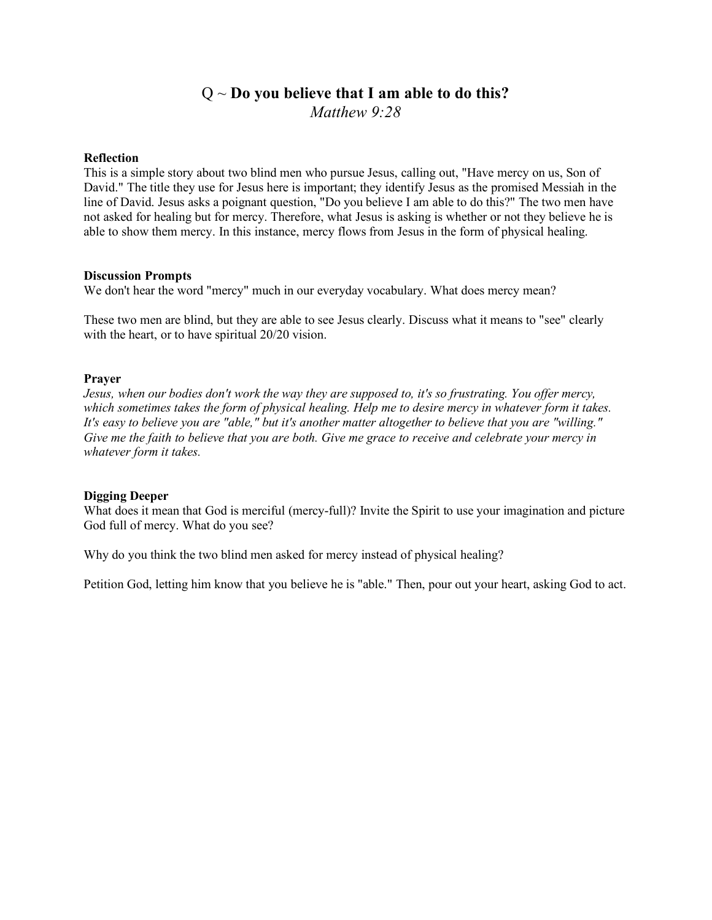## Q ~ **Do you believe that I am able to do this?**

*Matthew 9:28*

**Reflection**

This is a simple story about two blind men who pursue Jesus, calling out, "Have mercy on us, Son of David." The title they use for Jesus here is important; they identify Jesus as the promised Messiah in the line of David. Jesus asks a poignant question, "Do you believe I am able to do this?" The two men have not asked for healing but for mercy. Therefore, what Jesus is asking is whether or not they believe he is able to show them mercy. In this instance, mercy flows from Jesus in the form of physical healing.

**Discussion Prompts**

We don't hear the word "mercy" much in our everyday vocabulary. What does mercy mean?

These two men are blind, but they are able to see Jesus clearly. Discuss what it means to "see" clearly with the heart, or to have spiritual 20/20 vision.

**Prayer**

*Jesus, when our bodies don't work the way they are supposed to, it's so frustrating. You offer mercy, which sometimes takes the form of physical healing. Help me to desire mercy in whatever form it takes. It's easy to believe you are "able," but it's another matter altogether to believe that you are "willing." Give me the faith to believe that you are both. Give me grace to receive and celebrate your mercy in whatever form it takes.*

**Digging Deeper**

What does it mean that God is merciful (mercy-full)? Invite the Spirit to use your imagination and picture God full of mercy. What do you see?

Why do you think the two blind men asked for mercy instead of physical healing?

Petition God, letting him know that you believe he is "able." Then, pour out your heart, asking God to act.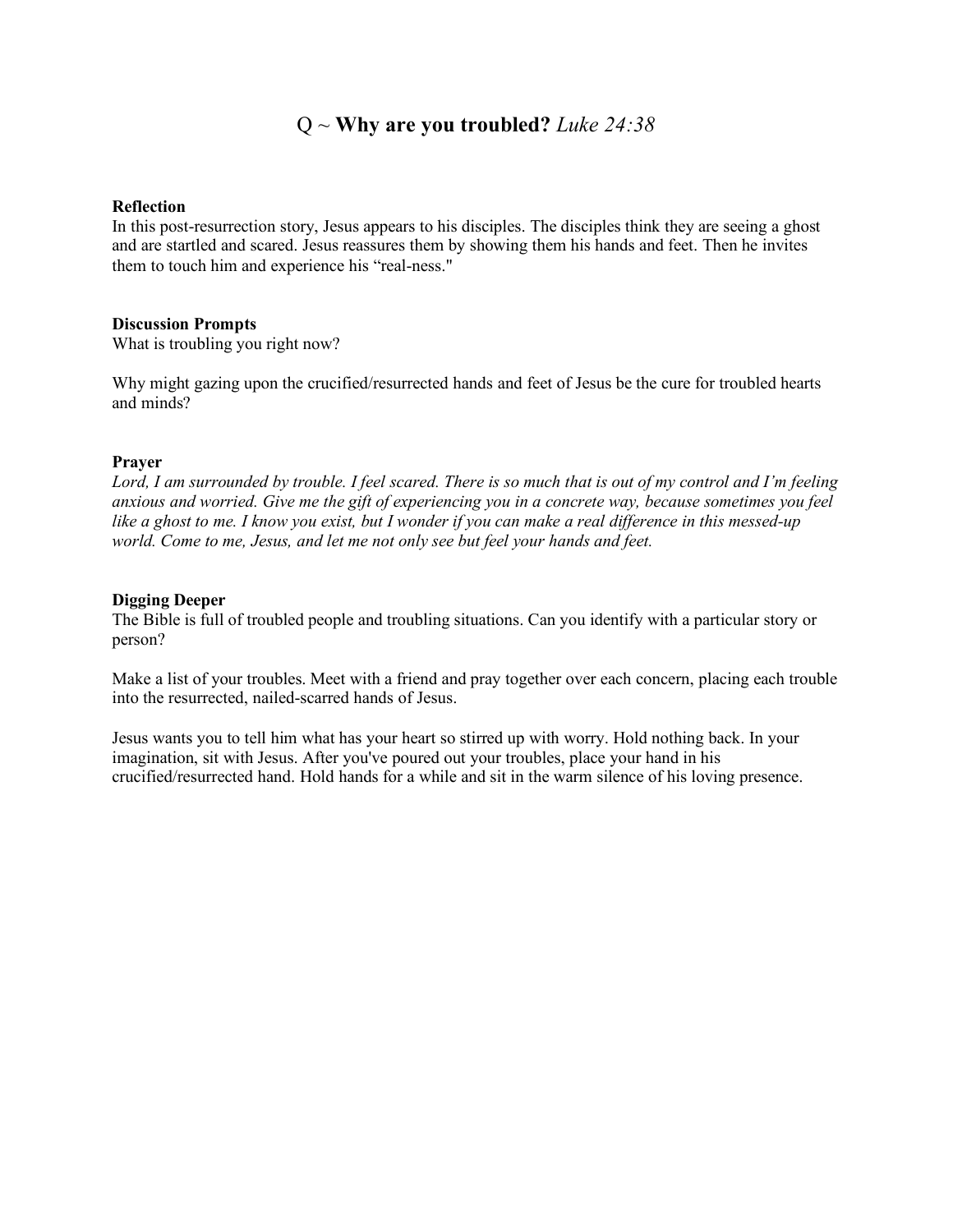# Q ~ **Why are you troubled?** *Luke 24:38*

**Reflection**
In this post-resurrection story, Jesus appears to his disciples. The disciples think they are seeing a ghost and are startled and scared. Jesus reassures them by showing them his hands and feet. Then he invites them to touch him and experience his "real-ness."

**Discussion Prompts**
What is troubling you right now?

Why might gazing upon the crucified/resurrected hands and feet of Jesus be the cure for troubled hearts and minds?

**Prayer**
*Lord, I am surrounded by trouble. I feel scared. There is so much that is out of my control and I'm feeling anxious and worried. Give me the gift of experiencing you in a concrete way, because sometimes you feel like a ghost to me. I know you exist, but I wonder if you can make a real difference in this messed-up world. Come to me, Jesus, and let me not only see but feel your hands and feet.*

**Digging Deeper**
The Bible is full of troubled people and troubling situations. Can you identify with a particular story or person?

Make a list of your troubles. Meet with a friend and pray together over each concern, placing each trouble into the resurrected, nailed-scarred hands of Jesus.

Jesus wants you to tell him what has your heart so stirred up with worry. Hold nothing back. In your imagination, sit with Jesus. After you've poured out your troubles, place your hand in his crucified/resurrected hand. Hold hands for a while and sit in the warm silence of his loving presence.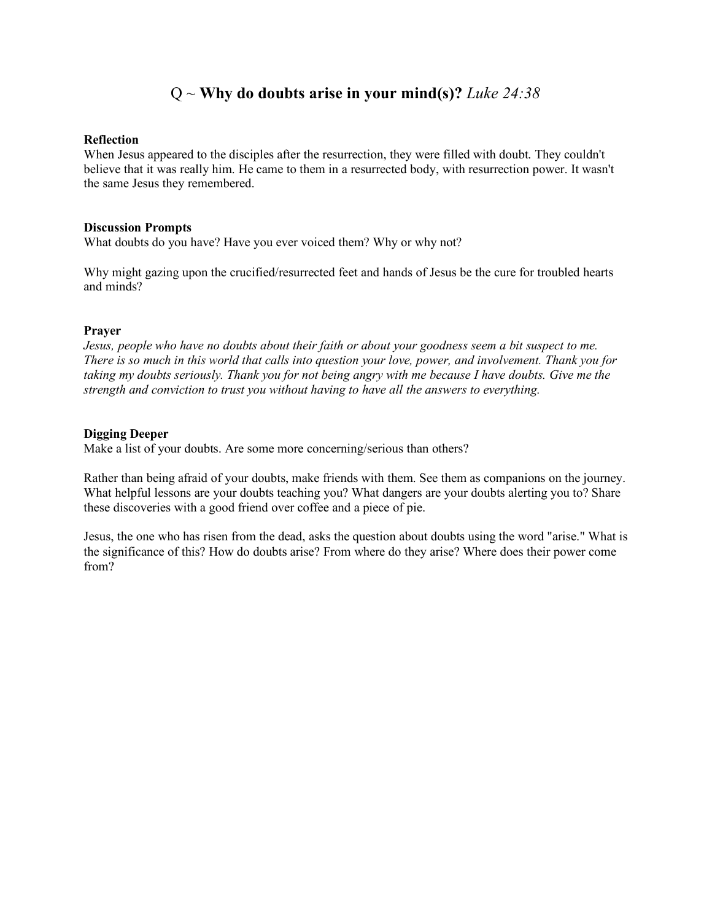# Q ~ **Why do doubts arise in your mind(s)?** *Luke 24:38*

**Reflection**

When Jesus appeared to the disciples after the resurrection, they were filled with doubt. They couldn't believe that it was really him. He came to them in a resurrected body, with resurrection power. It wasn't the same Jesus they remembered.

**Discussion Prompts**

What doubts do you have? Have you ever voiced them? Why or why not?

Why might gazing upon the crucified/resurrected feet and hands of Jesus be the cure for troubled hearts and minds?

**Prayer**

*Jesus, people who have no doubts about their faith or about your goodness seem a bit suspect to me. There is so much in this world that calls into question your love, power, and involvement. Thank you for taking my doubts seriously. Thank you for not being angry with me because I have doubts. Give me the strength and conviction to trust you without having to have all the answers to everything.*

**Digging Deeper**

Make a list of your doubts. Are some more concerning/serious than others?

Rather than being afraid of your doubts, make friends with them. See them as companions on the journey. What helpful lessons are your doubts teaching you? What dangers are your doubts alerting you to? Share these discoveries with a good friend over coffee and a piece of pie.

Jesus, the one who has risen from the dead, asks the question about doubts using the word "arise." What is the significance of this? How do doubts arise? From where do they arise? Where does their power come from?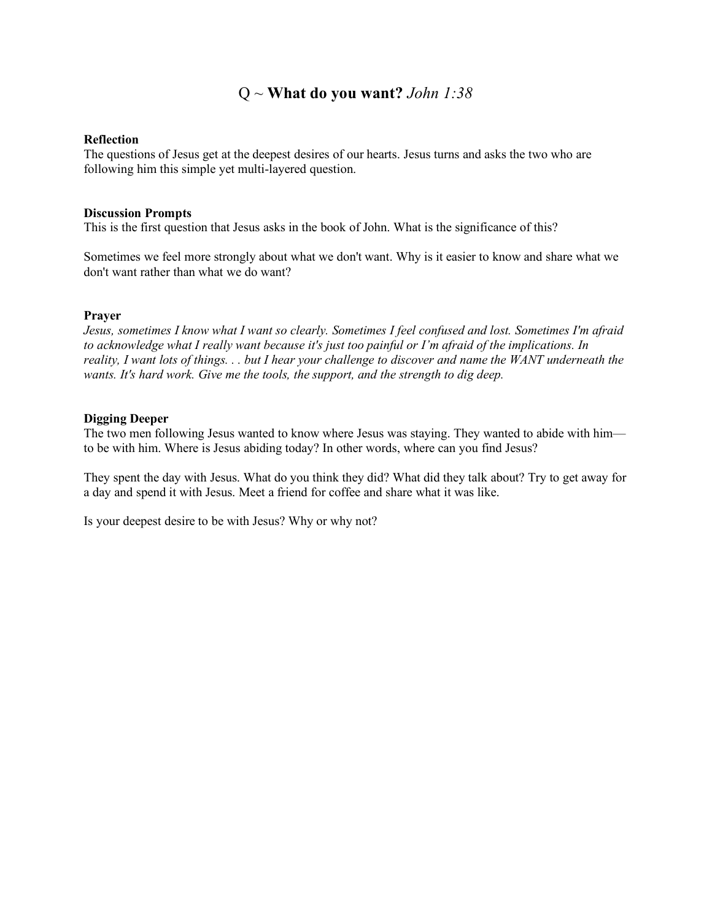# Q ~ **What do you want?** *John 1:38*

### Reflection

The questions of Jesus get at the deepest desires of our hearts. Jesus turns and asks the two who are following him this simple yet multi-layered question.

### Discussion Prompts

This is the first question that Jesus asks in the book of John. What is the significance of this?

Sometimes we feel more strongly about what we don't want. Why is it easier to know and share what we don't want rather than what we do want?

### Prayer

*Jesus, sometimes I know what I want so clearly. Sometimes I feel confused and lost. Sometimes I'm afraid to acknowledge what I really want because it's just too painful or I'm afraid of the implications. In reality, I want lots of things. . . but I hear your challenge to discover and name the WANT underneath the wants. It's hard work. Give me the tools, the support, and the strength to dig deep.*

### Digging Deeper

The two men following Jesus wanted to know where Jesus was staying. They wanted to abide with him—to be with him. Where is Jesus abiding today? In other words, where can you find Jesus?

They spent the day with Jesus. What do you think they did? What did they talk about? Try to get away for a day and spend it with Jesus. Meet a friend for coffee and share what it was like.

Is your deepest desire to be with Jesus? Why or why not?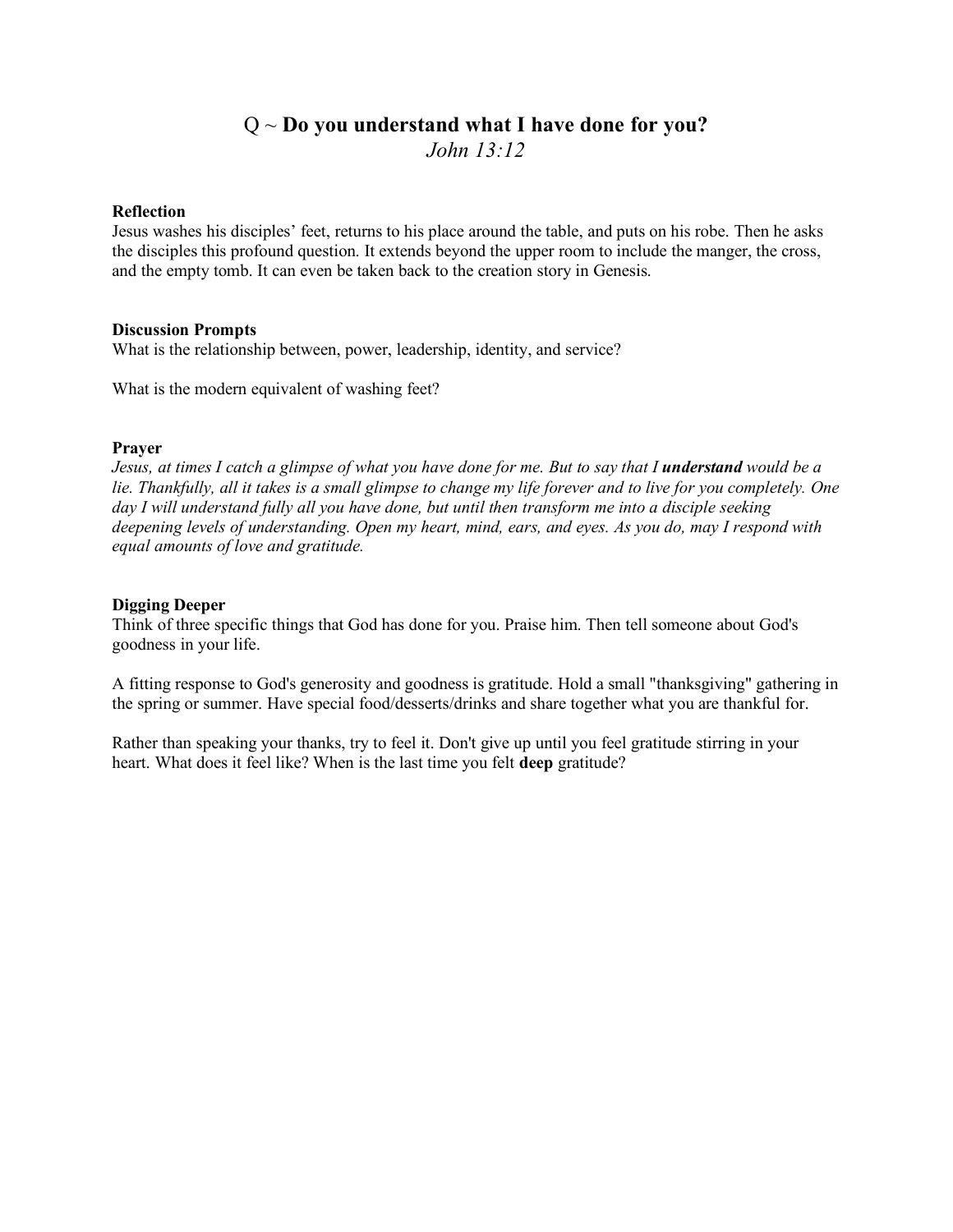# Q ~ **Do you understand what I have done for you?**

*John 13:12*

### Reflection

Jesus washes his disciples' feet, returns to his place around the table, and puts on his robe. Then he asks the disciples this profound question. It extends beyond the upper room to include the manger, the cross, and the empty tomb. It can even be taken back to the creation story in Genesis.

### Discussion Prompts

What is the relationship between, power, leadership, identity, and service?

What is the modern equivalent of washing feet?

### Prayer

*Jesus, at times I catch a glimpse of what you have done for me. But to say that I* ***understand*** *would be a lie. Thankfully, all it takes is a small glimpse to change my life forever and to live for you completely. One day I will understand fully all you have done, but until then transform me into a disciple seeking deepening levels of understanding. Open my heart, mind, ears, and eyes. As you do, may I respond with equal amounts of love and gratitude.*

### Digging Deeper

Think of three specific things that God has done for you. Praise him. Then tell someone about God's goodness in your life.

A fitting response to God's generosity and goodness is gratitude. Hold a small "thanksgiving" gathering in the spring or summer. Have special food/desserts/drinks and share together what you are thankful for.

Rather than speaking your thanks, try to feel it. Don't give up until you feel gratitude stirring in your heart. What does it feel like? When is the last time you felt **deep** gratitude?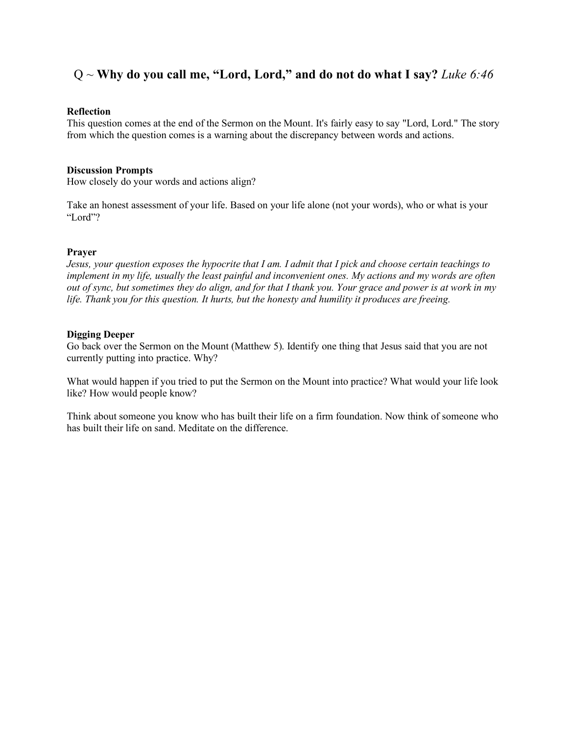## Q ~ **Why do you call me, "Lord, Lord," and do not do what I say?** *Luke 6:46*

**Reflection**
This question comes at the end of the Sermon on the Mount. It's fairly easy to say "Lord, Lord." The story from which the question comes is a warning about the discrepancy between words and actions.

**Discussion Prompts**
How closely do your words and actions align?

Take an honest assessment of your life. Based on your life alone (not your words), who or what is your "Lord"?

**Prayer**
*Jesus, your question exposes the hypocrite that I am. I admit that I pick and choose certain teachings to implement in my life, usually the least painful and inconvenient ones. My actions and my words are often out of sync, but sometimes they do align, and for that I thank you. Your grace and power is at work in my life. Thank you for this question. It hurts, but the honesty and humility it produces are freeing.*

**Digging Deeper**
Go back over the Sermon on the Mount (Matthew 5). Identify one thing that Jesus said that you are not currently putting into practice. Why?

What would happen if you tried to put the Sermon on the Mount into practice? What would your life look like? How would people know?

Think about someone you know who has built their life on a firm foundation. Now think of someone who has built their life on sand. Meditate on the difference.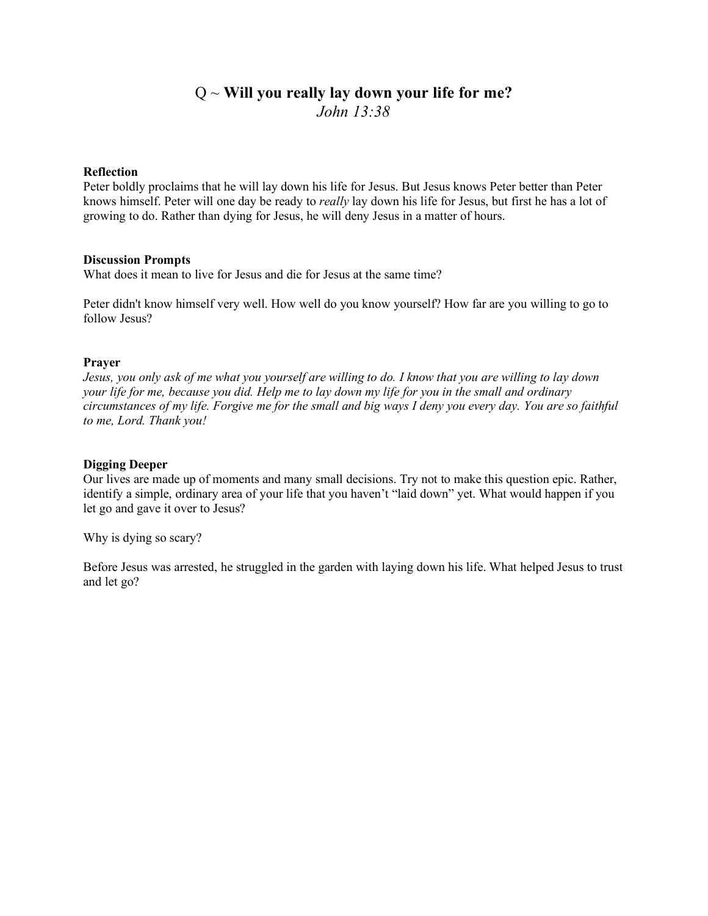# Q ~ **Will you really lay down your life for me?**

*John 13:38*

**Reflection**

Peter boldly proclaims that he will lay down his life for Jesus. But Jesus knows Peter better than Peter knows himself. Peter will one day be ready to *really* lay down his life for Jesus, but first he has a lot of growing to do. Rather than dying for Jesus, he will deny Jesus in a matter of hours.

**Discussion Prompts**

What does it mean to live for Jesus and die for Jesus at the same time?

Peter didn't know himself very well. How well do you know yourself? How far are you willing to go to follow Jesus?

**Prayer**

*Jesus, you only ask of me what you yourself are willing to do. I know that you are willing to lay down your life for me, because you did. Help me to lay down my life for you in the small and ordinary circumstances of my life. Forgive me for the small and big ways I deny you every day. You are so faithful to me, Lord. Thank you!*

**Digging Deeper**

Our lives are made up of moments and many small decisions. Try not to make this question epic. Rather, identify a simple, ordinary area of your life that you haven't "laid down" yet. What would happen if you let go and gave it over to Jesus?

Why is dying so scary?

Before Jesus was arrested, he struggled in the garden with laying down his life. What helped Jesus to trust and let go?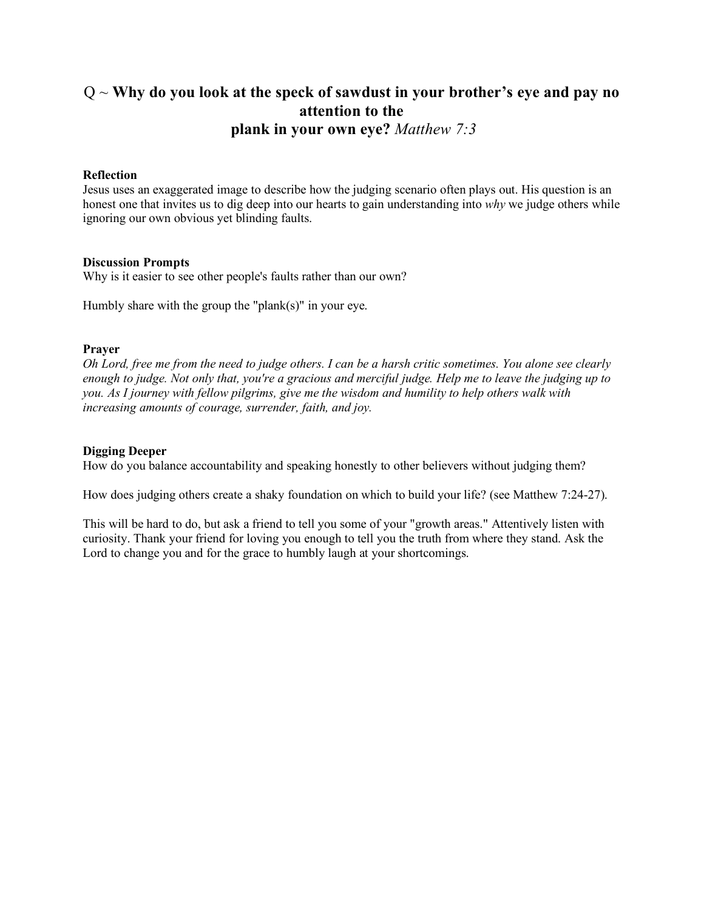## Q ~ **Why do you look at the speck of sawdust in your brother's eye and pay no attention to the plank in your own eye?** *Matthew 7:3*

**Reflection**

Jesus uses an exaggerated image to describe how the judging scenario often plays out. His question is an honest one that invites us to dig deep into our hearts to gain understanding into *why* we judge others while ignoring our own obvious yet blinding faults.

**Discussion Prompts**

Why is it easier to see other people's faults rather than our own?

Humbly share with the group the "plank(s)" in your eye.

**Prayer**

*Oh Lord, free me from the need to judge others. I can be a harsh critic sometimes. You alone see clearly enough to judge. Not only that, you're a gracious and merciful judge. Help me to leave the judging up to you. As I journey with fellow pilgrims, give me the wisdom and humility to help others walk with increasing amounts of courage, surrender, faith, and joy.*

**Digging Deeper**

How do you balance accountability and speaking honestly to other believers without judging them?

How does judging others create a shaky foundation on which to build your life? (see Matthew 7:24-27).

This will be hard to do, but ask a friend to tell you some of your "growth areas." Attentively listen with curiosity. Thank your friend for loving you enough to tell you the truth from where they stand. Ask the Lord to change you and for the grace to humbly laugh at your shortcomings.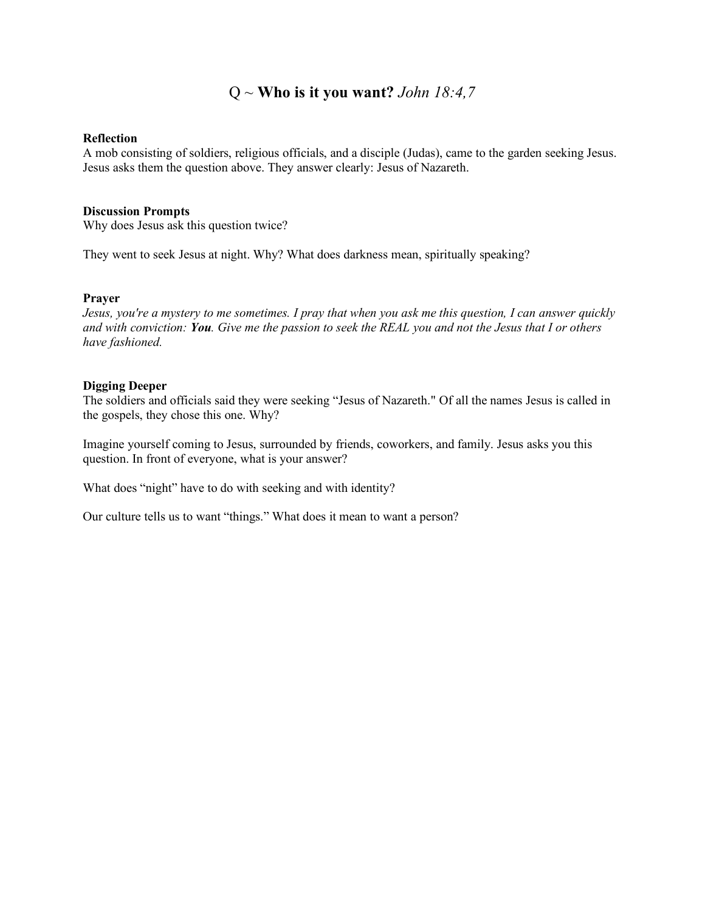# Q ~ **Who is it you want?** *John 18:4,7*

**Reflection**

A mob consisting of soldiers, religious officials, and a disciple (Judas), came to the garden seeking Jesus. Jesus asks them the question above. They answer clearly: Jesus of Nazareth.

**Discussion Prompts**

Why does Jesus ask this question twice?

They went to seek Jesus at night. Why? What does darkness mean, spiritually speaking?

**Prayer**

*Jesus, you're a mystery to me sometimes. I pray that when you ask me this question, I can answer quickly and with conviction:* ***You****. Give me the passion to seek the REAL you and not the Jesus that I or others have fashioned.*

**Digging Deeper**

The soldiers and officials said they were seeking "Jesus of Nazareth." Of all the names Jesus is called in the gospels, they chose this one. Why?

Imagine yourself coming to Jesus, surrounded by friends, coworkers, and family. Jesus asks you this question. In front of everyone, what is your answer?

What does "night" have to do with seeking and with identity?

Our culture tells us to want "things." What does it mean to want a person?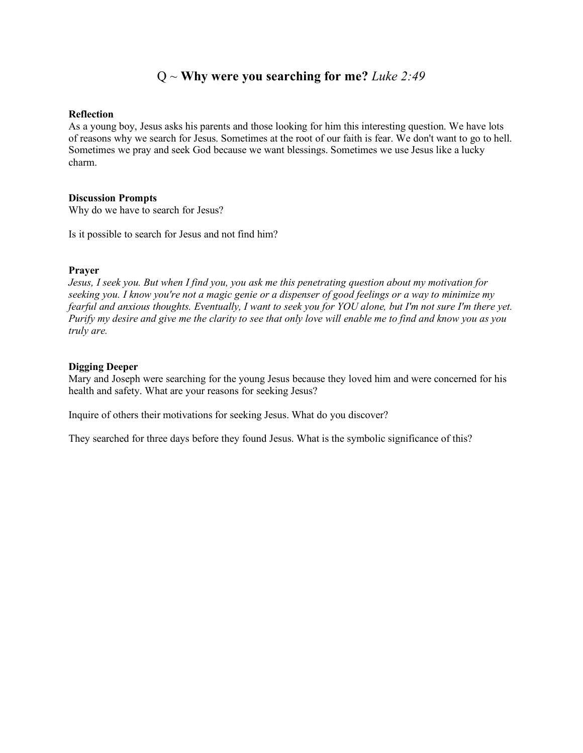# Q ~ **Why were you searching for me?** *Luke 2:49*

**Reflection**

As a young boy, Jesus asks his parents and those looking for him this interesting question. We have lots of reasons why we search for Jesus. Sometimes at the root of our faith is fear. We don't want to go to hell. Sometimes we pray and seek God because we want blessings. Sometimes we use Jesus like a lucky charm.

**Discussion Prompts**

Why do we have to search for Jesus?

Is it possible to search for Jesus and not find him?

**Prayer**

*Jesus, I seek you. But when I find you, you ask me this penetrating question about my motivation for seeking you. I know you're not a magic genie or a dispenser of good feelings or a way to minimize my fearful and anxious thoughts. Eventually, I want to seek you for YOU alone, but I'm not sure I'm there yet. Purify my desire and give me the clarity to see that only love will enable me to find and know you as you truly are.*

**Digging Deeper**

Mary and Joseph were searching for the young Jesus because they loved him and were concerned for his health and safety. What are your reasons for seeking Jesus?

Inquire of others their motivations for seeking Jesus. What do you discover?

They searched for three days before they found Jesus. What is the symbolic significance of this?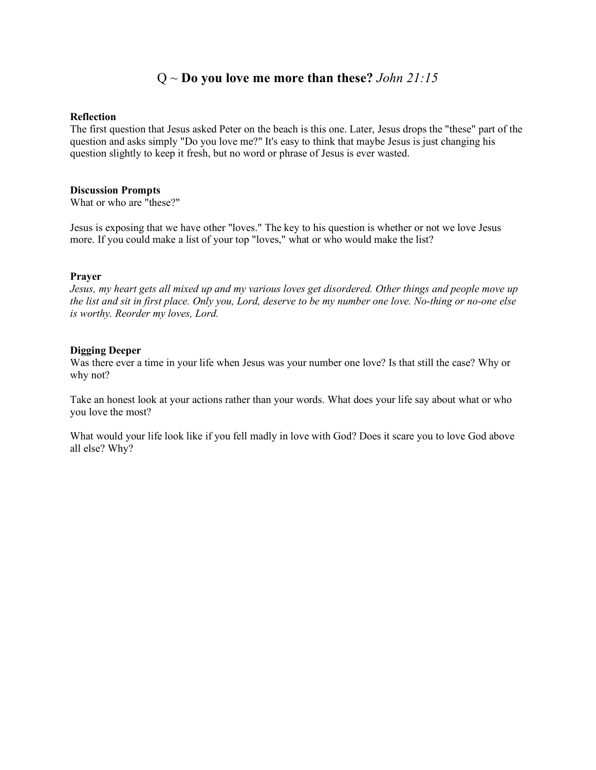# Q ~ **Do you love me more than these?** *John 21:15*

**Reflection**

The first question that Jesus asked Peter on the beach is this one. Later, Jesus drops the "these" part of the question and asks simply "Do you love me?" It's easy to think that maybe Jesus is just changing his question slightly to keep it fresh, but no word or phrase of Jesus is ever wasted.

**Discussion Prompts**

What or who are "these?"

Jesus is exposing that we have other "loves." The key to his question is whether or not we love Jesus more. If you could make a list of your top "loves," what or who would make the list?

**Prayer**

*Jesus, my heart gets all mixed up and my various loves get disordered. Other things and people move up the list and sit in first place. Only you, Lord, deserve to be my number one love. No-thing or no-one else is worthy. Reorder my loves, Lord.*

**Digging Deeper**

Was there ever a time in your life when Jesus was your number one love? Is that still the case? Why or why not?

Take an honest look at your actions rather than your words. What does your life say about what or who you love the most?

What would your life look like if you fell madly in love with God? Does it scare you to love God above all else? Why?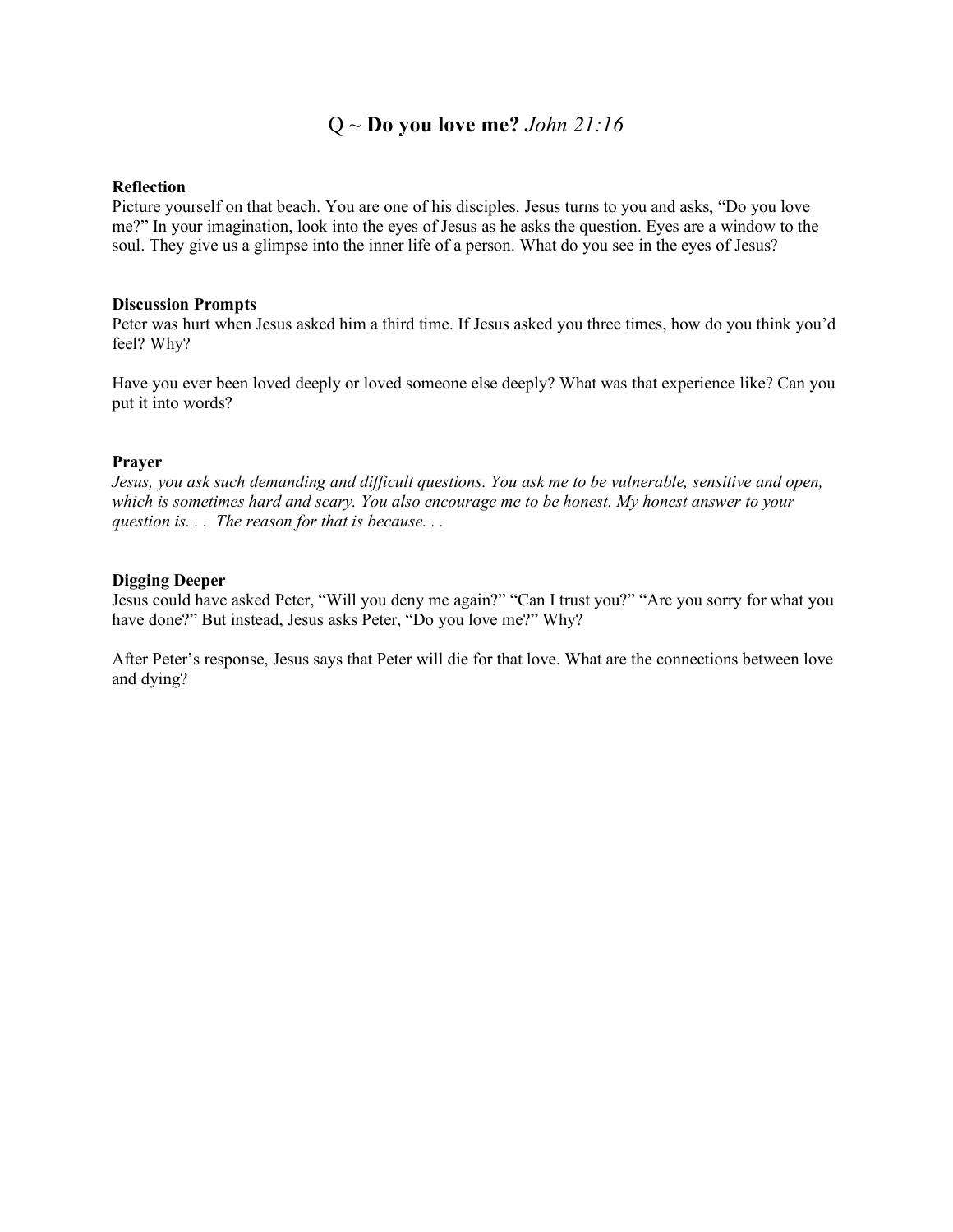# Q ~ **Do you love me?** *John 21:16*

### Reflection

Picture yourself on that beach. You are one of his disciples. Jesus turns to you and asks, "Do you love me?" In your imagination, look into the eyes of Jesus as he asks the question. Eyes are a window to the soul. They give us a glimpse into the inner life of a person. What do you see in the eyes of Jesus?

### Discussion Prompts

Peter was hurt when Jesus asked him a third time. If Jesus asked you three times, how do you think you'd feel? Why?

Have you ever been loved deeply or loved someone else deeply? What was that experience like? Can you put it into words?

### Prayer

*Jesus, you ask such demanding and difficult questions. You ask me to be vulnerable, sensitive and open, which is sometimes hard and scary. You also encourage me to be honest. My honest answer to your question is. . . The reason for that is because. . .*

### Digging Deeper

Jesus could have asked Peter, "Will you deny me again?" "Can I trust you?" "Are you sorry for what you have done?" But instead, Jesus asks Peter, "Do you love me?" Why?

After Peter's response, Jesus says that Peter will die for that love. What are the connections between love and dying?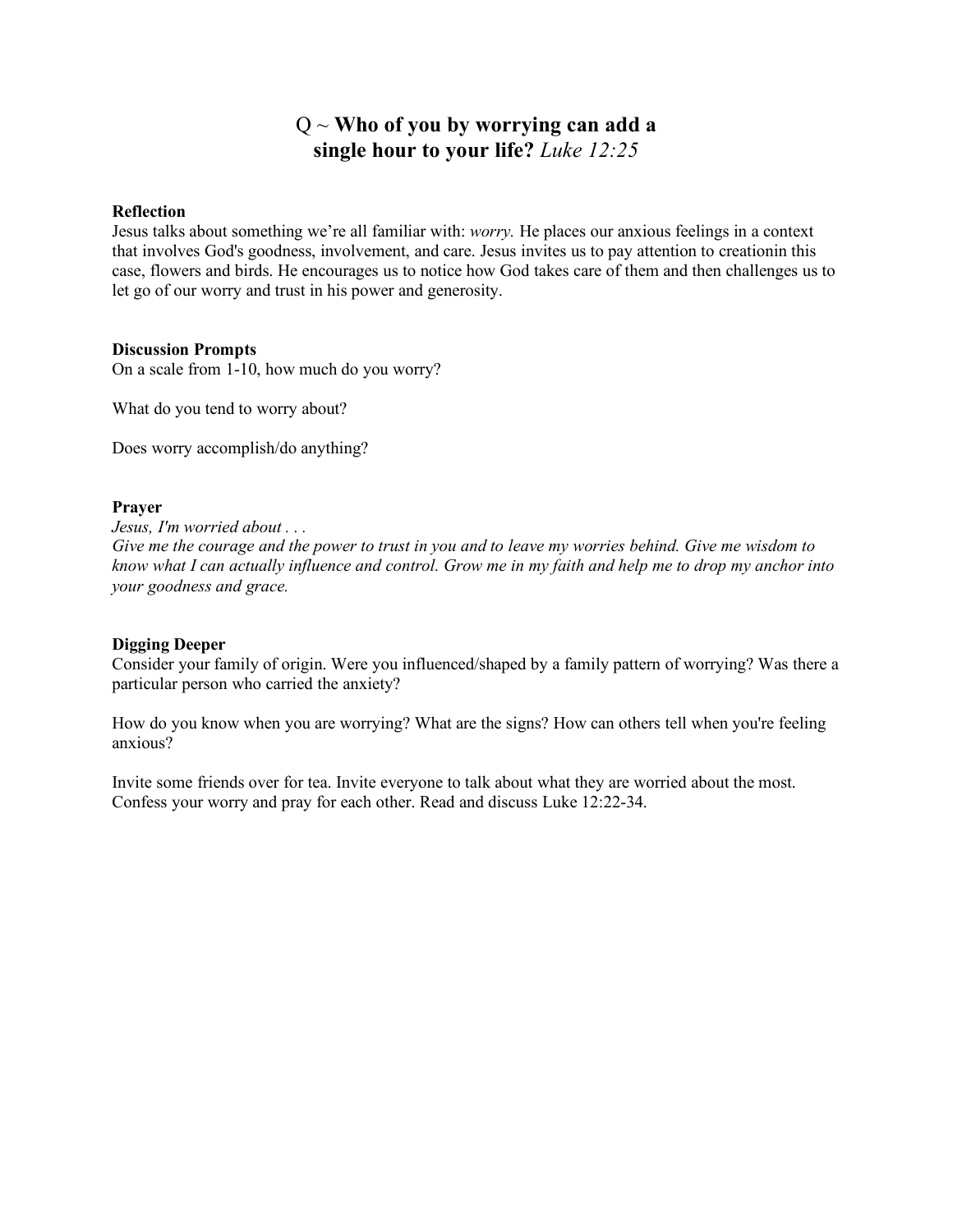# Q ~ **Who of you by worrying can add a single hour to your life?** *Luke 12:25*

**Reflection**

Jesus talks about something we're all familiar with: *worry.* He places our anxious feelings in a context that involves God's goodness, involvement, and care. Jesus invites us to pay attention to creationin this case, flowers and birds. He encourages us to notice how God takes care of them and then challenges us to let go of our worry and trust in his power and generosity.

**Discussion Prompts**

On a scale from 1-10, how much do you worry?

What do you tend to worry about?

Does worry accomplish/do anything?

**Prayer**

*Jesus, I'm worried about . . .*
*Give me the courage and the power to trust in you and to leave my worries behind. Give me wisdom to know what I can actually influence and control. Grow me in my faith and help me to drop my anchor into your goodness and grace.*

**Digging Deeper**

Consider your family of origin. Were you influenced/shaped by a family pattern of worrying? Was there a particular person who carried the anxiety?

How do you know when you are worrying? What are the signs? How can others tell when you're feeling anxious?

Invite some friends over for tea. Invite everyone to talk about what they are worried about the most. Confess your worry and pray for each other. Read and discuss Luke 12:22-34.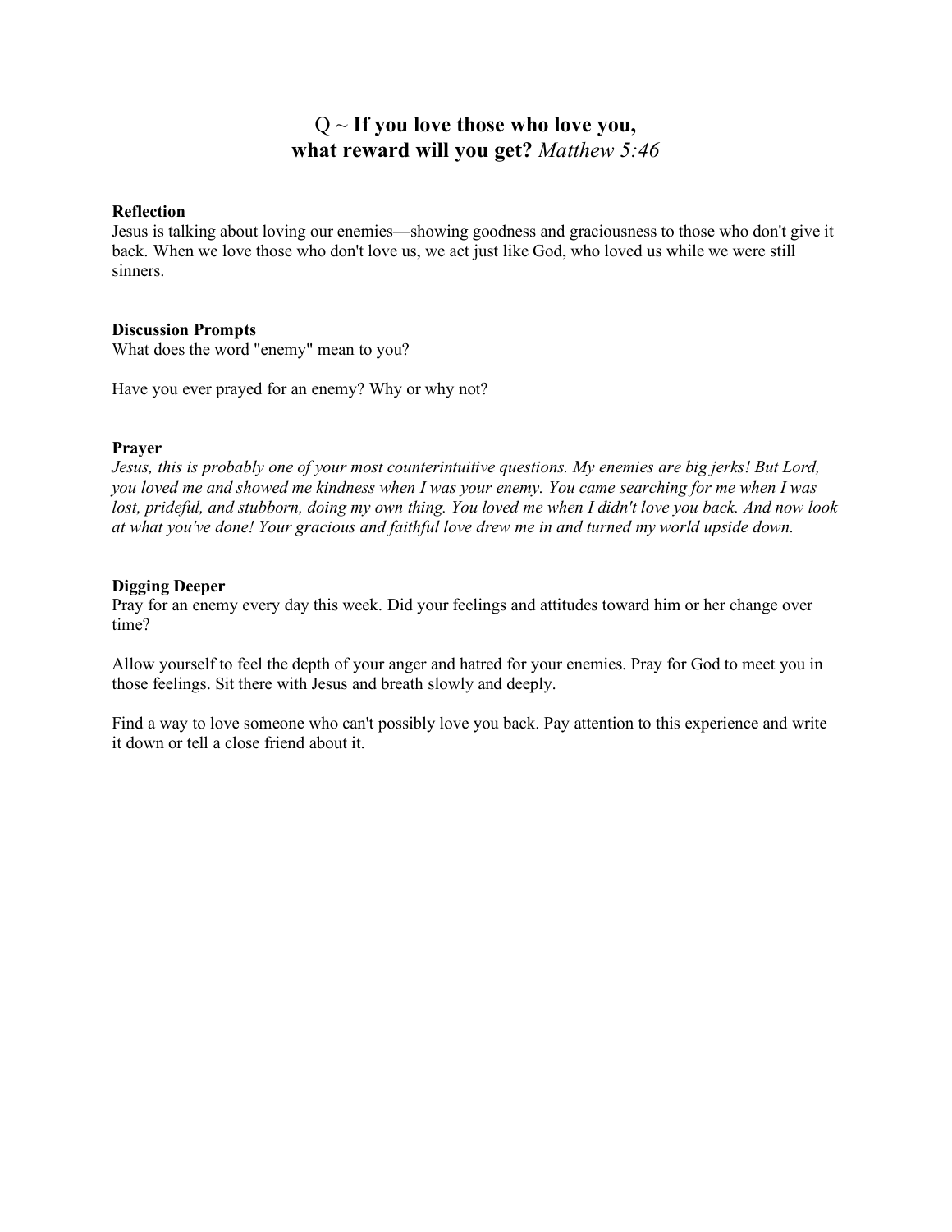# Q ~ **If you love those who love you, what reward will you get?** *Matthew 5:46*

**Reflection**

Jesus is talking about loving our enemies—showing goodness and graciousness to those who don't give it back. When we love those who don't love us, we act just like God, who loved us while we were still sinners.

**Discussion Prompts**

What does the word "enemy" mean to you?

Have you ever prayed for an enemy? Why or why not?

**Prayer**

*Jesus, this is probably one of your most counterintuitive questions. My enemies are big jerks! But Lord, you loved me and showed me kindness when I was your enemy. You came searching for me when I was lost, prideful, and stubborn, doing my own thing. You loved me when I didn't love you back. And now look at what you've done! Your gracious and faithful love drew me in and turned my world upside down.*

**Digging Deeper**

Pray for an enemy every day this week. Did your feelings and attitudes toward him or her change over time?

Allow yourself to feel the depth of your anger and hatred for your enemies. Pray for God to meet you in those feelings. Sit there with Jesus and breath slowly and deeply.

Find a way to love someone who can't possibly love you back. Pay attention to this experience and write it down or tell a close friend about it.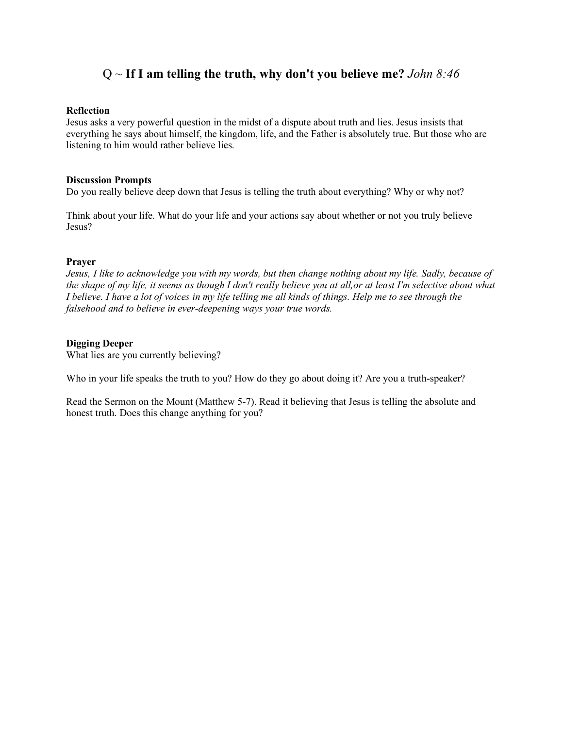# Q ~ **If I am telling the truth, why don't you believe me?** *John 8:46*

**Reflection**

Jesus asks a very powerful question in the midst of a dispute about truth and lies. Jesus insists that everything he says about himself, the kingdom, life, and the Father is absolutely true. But those who are listening to him would rather believe lies.

**Discussion Prompts**

Do you really believe deep down that Jesus is telling the truth about everything? Why or why not?

Think about your life. What do your life and your actions say about whether or not you truly believe Jesus?

**Prayer**

*Jesus, I like to acknowledge you with my words, but then change nothing about my life. Sadly, because of the shape of my life, it seems as though I don't really believe you at all,or at least I'm selective about what I believe. I have a lot of voices in my life telling me all kinds of things. Help me to see through the falsehood and to believe in ever-deepening ways your true words.*

**Digging Deeper**

What lies are you currently believing?

Who in your life speaks the truth to you? How do they go about doing it? Are you a truth-speaker?

Read the Sermon on the Mount (Matthew 5-7). Read it believing that Jesus is telling the absolute and honest truth. Does this change anything for you?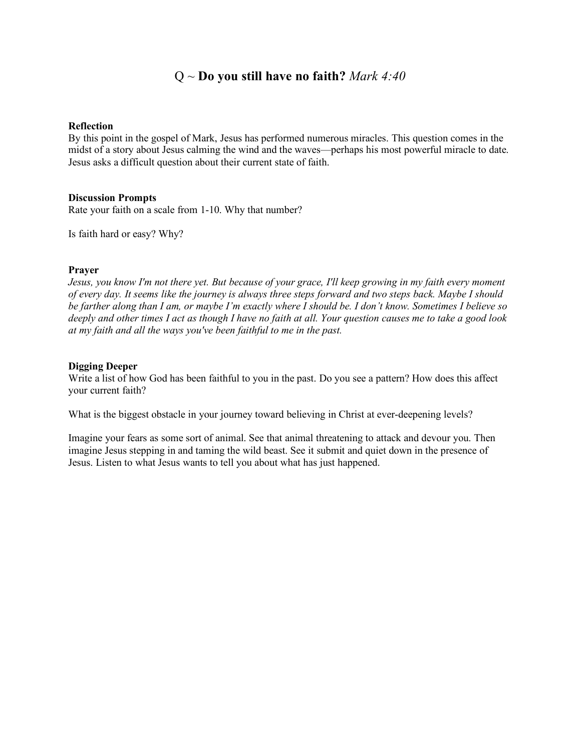# Q ~ **Do you still have no faith?** *Mark 4:40*

**Reflection**

By this point in the gospel of Mark, Jesus has performed numerous miracles. This question comes in the midst of a story about Jesus calming the wind and the waves—perhaps his most powerful miracle to date. Jesus asks a difficult question about their current state of faith.

**Discussion Prompts**

Rate your faith on a scale from 1-10. Why that number?

Is faith hard or easy? Why?

**Prayer**

*Jesus, you know I'm not there yet. But because of your grace, I'll keep growing in my faith every moment of every day. It seems like the journey is always three steps forward and two steps back. Maybe I should be farther along than I am, or maybe I'm exactly where I should be. I don't know. Sometimes I believe so deeply and other times I act as though I have no faith at all. Your question causes me to take a good look at my faith and all the ways you've been faithful to me in the past.*

**Digging Deeper**

Write a list of how God has been faithful to you in the past. Do you see a pattern? How does this affect your current faith?

What is the biggest obstacle in your journey toward believing in Christ at ever-deepening levels?

Imagine your fears as some sort of animal. See that animal threatening to attack and devour you. Then imagine Jesus stepping in and taming the wild beast. See it submit and quiet down in the presence of Jesus. Listen to what Jesus wants to tell you about what has just happened.